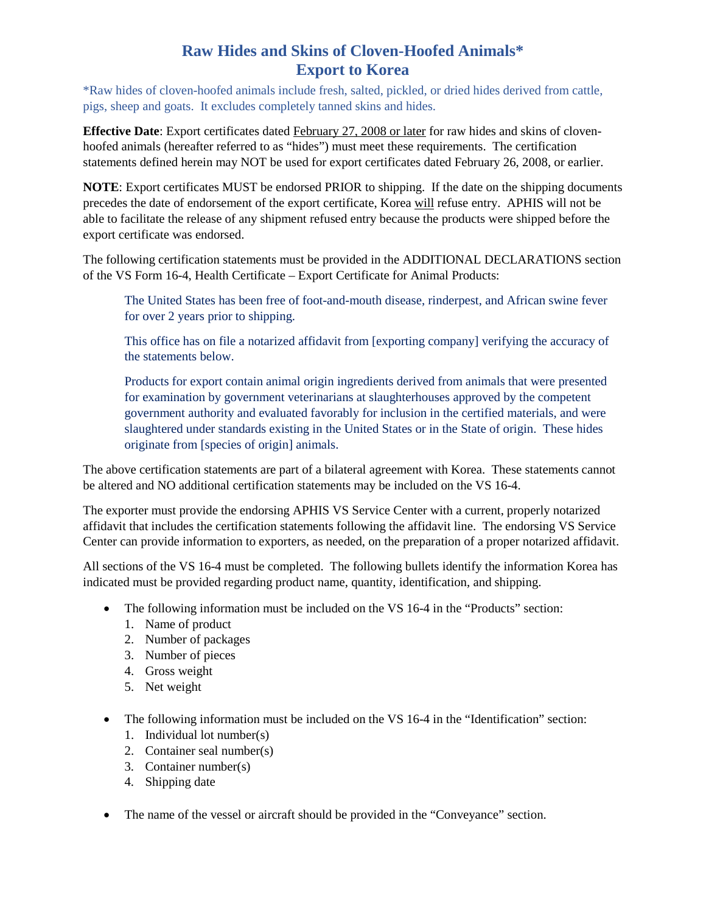# Raw Hides and Skins of Cloven-Hoofed Animals*
# Export to Korea

*Raw hides of cloven-hoofed animals include fresh, salted, pickled, or dried hides derived from cattle, pigs, sheep and goats. It excludes completely tanned skins and hides.

**Effective Date**: Export certificates dated February 27, 2008 or later for raw hides and skins of cloven-hoofed animals (hereafter referred to as "hides") must meet these requirements. The certification statements defined herein may NOT be used for export certificates dated February 26, 2008, or earlier.

**NOTE**: Export certificates MUST be endorsed PRIOR to shipping. If the date on the shipping documents precedes the date of endorsement of the export certificate, Korea will refuse entry. APHIS will not be able to facilitate the release of any shipment refused entry because the products were shipped before the export certificate was endorsed.

The following certification statements must be provided in the ADDITIONAL DECLARATIONS section of the VS Form 16-4, Health Certificate – Export Certificate for Animal Products:

> The United States has been free of foot-and-mouth disease, rinderpest, and African swine fever for over 2 years prior to shipping.
>
> This office has on file a notarized affidavit from [exporting company] verifying the accuracy of the statements below.
>
> Products for export contain animal origin ingredients derived from animals that were presented for examination by government veterinarians at slaughterhouses approved by the competent government authority and evaluated favorably for inclusion in the certified materials, and were slaughtered under standards existing in the United States or in the State of origin. These hides originate from [species of origin] animals.

The above certification statements are part of a bilateral agreement with Korea. These statements cannot be altered and NO additional certification statements may be included on the VS 16-4.

The exporter must provide the endorsing APHIS VS Service Center with a current, properly notarized affidavit that includes the certification statements following the affidavit line. The endorsing VS Service Center can provide information to exporters, as needed, on the preparation of a proper notarized affidavit.

All sections of the VS 16-4 must be completed. The following bullets identify the information Korea has indicated must be provided regarding product name, quantity, identification, and shipping.

- The following information must be included on the VS 16-4 in the "Products" section:
  1. Name of product
  2. Number of packages
  3. Number of pieces
  4. Gross weight
  5. Net weight

- The following information must be included on the VS 16-4 in the "Identification" section:
  1. Individual lot number(s)
  2. Container seal number(s)
  3. Container number(s)
  4. Shipping date

- The name of the vessel or aircraft should be provided in the "Conveyance" section.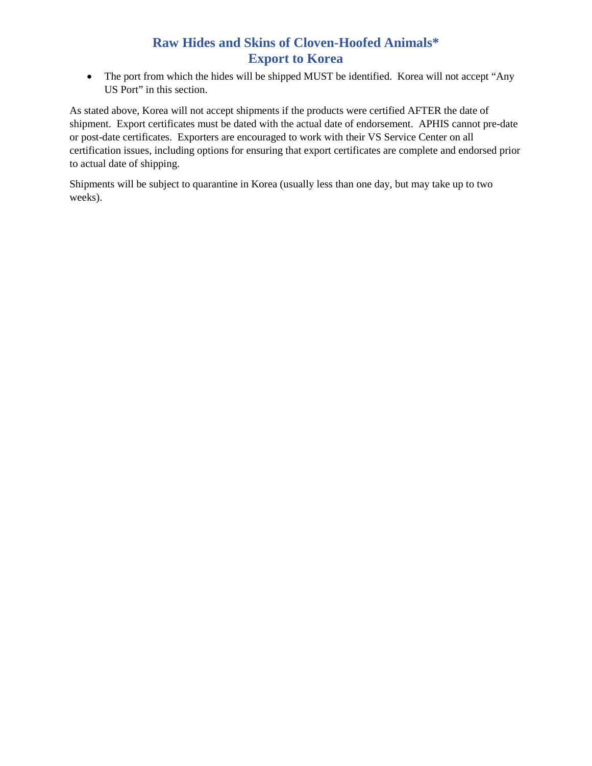- The port from which the hides will be shipped MUST be identified. Korea will not accept "Any US Port" in this section.

As stated above, Korea will not accept shipments if the products were certified AFTER the date of shipment. Export certificates must be dated with the actual date of endorsement. APHIS cannot pre-date or post-date certificates. Exporters are encouraged to work with their VS Service Center on all certification issues, including options for ensuring that export certificates are complete and endorsed prior to actual date of shipping.

Shipments will be subject to quarantine in Korea (usually less than one day, but may take up to two weeks).